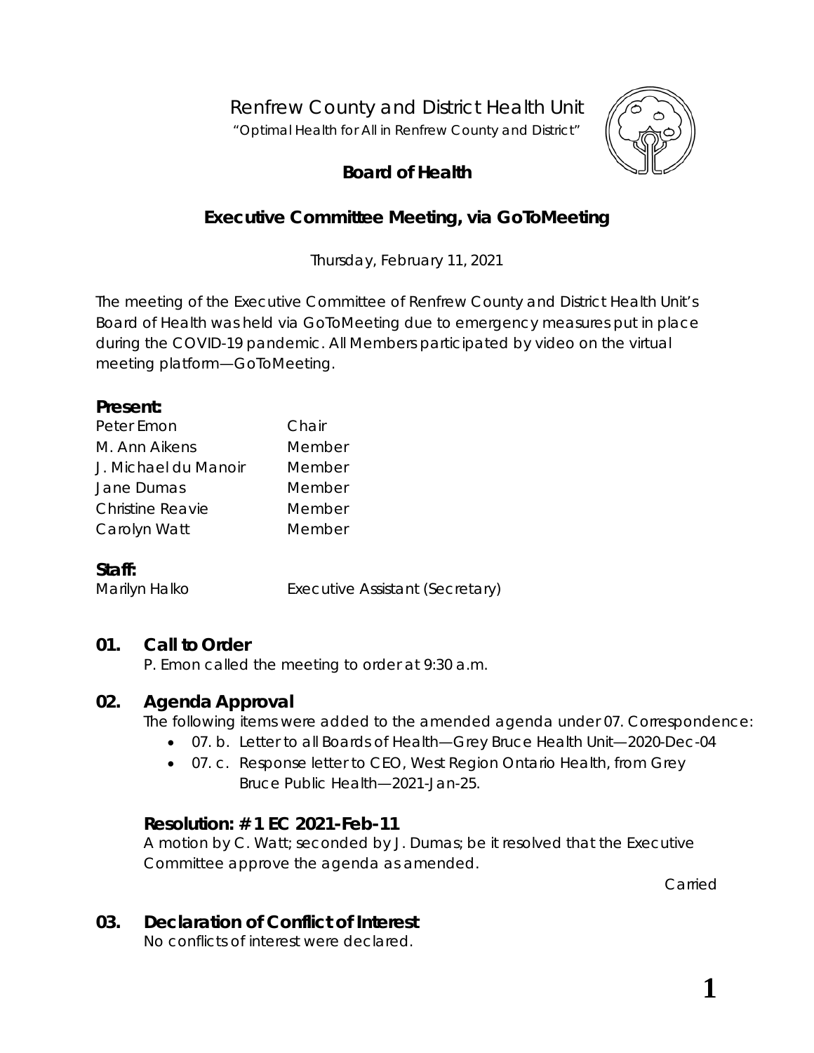# Renfrew County and District Health Unit

"Optimal Health for All in Renfrew County and District"

## Board of Health

## Executive Committee Meeting, via GoToMeeting

Thursday, February 11, 2021

The meeting of the Executive Committee of Renfrew County and District Health Unit's Board of Health was held via GoToMeeting due to emergency measures put in place during the COVID-19 pandemic. All Members participated by video on the virtual meeting platform—GoToMeeting.

**Present:**

| | |
|---|---|
| Peter Emon | Chair |
| M. Ann Aikens | Member |
| J. Michael du Manoir | Member |
| Jane Dumas | Member |
| Christine Reavie | Member |
| Carolyn Watt | Member |

**Staff:**

| | |
|---|---|
| Marilyn Halko | Executive Assistant (Secretary) |

### 01. Call to Order

P. Emon called the meeting to order at 9:30 a.m.

### 02. Agenda Approval

The following items were added to the amended agenda under 07. Correspondence:

- 07. b. Letter to all Boards of Health—Grey Bruce Health Unit—2020-Dec-04
- 07. c. Response letter to CEO, West Region Ontario Health, from Grey Bruce Public Health—2021-Jan-25.

#### Resolution: # 1 EC 2021-Feb-11

A motion by C. Watt; seconded by J. Dumas; be it resolved that the Executive Committee approve the agenda as amended.

Carried

### 03. Declaration of Conflict of Interest

No conflicts of interest were declared.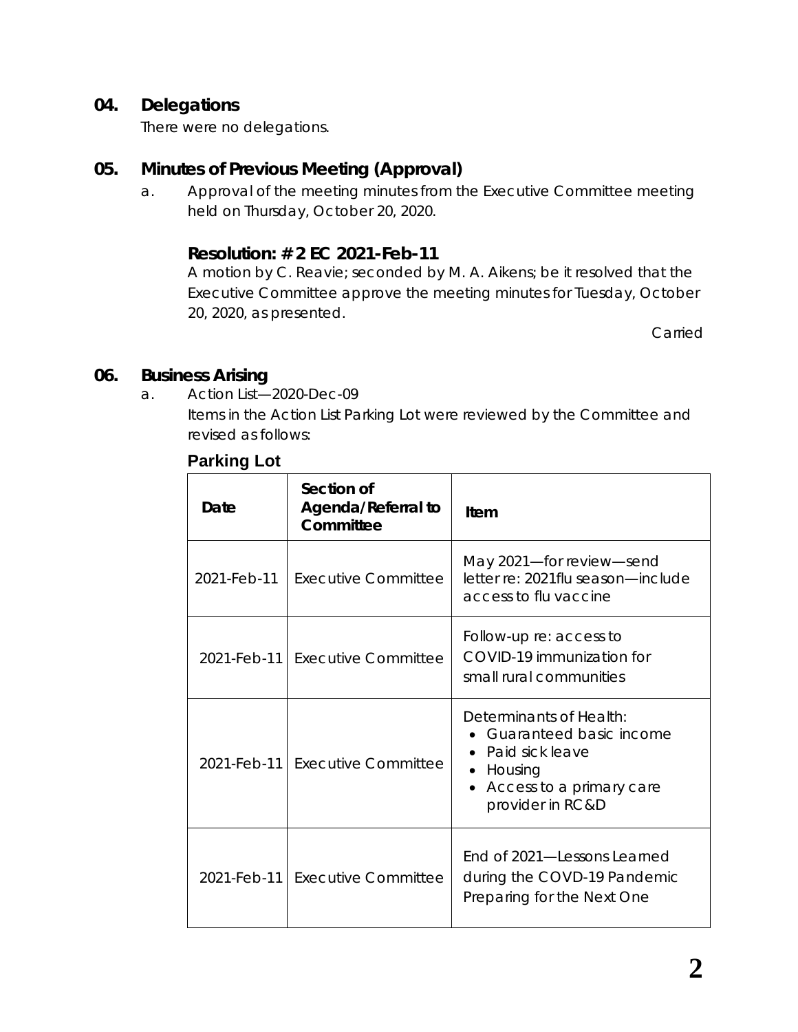## 04. Delegations

There were no delegations.

## 05. Minutes of Previous Meeting (Approval)

a. Approval of the meeting minutes from the Executive Committee meeting held on Thursday, October 20, 2020.

### Resolution: # 2 EC 2021-Feb-11

A motion by C. Reavie; seconded by M. A. Aikens; be it resolved that the Executive Committee approve the meeting minutes for Tuesday, October 20, 2020, as presented.

Carried

## 06. Business Arising

a. Action List—2020-Dec-09

Items in the Action List Parking Lot were reviewed by the Committee and revised as follows:

**Parking Lot**

| Date | Section of Agenda/Referral to Committee | Item |
|---|---|---|
| 2021-Feb-11 | Executive Committee | May 2021—for review—send letter re: 2021flu season—include access to flu vaccine |
| 2021-Feb-11 | Executive Committee | Follow-up re: access to COVID-19 immunization for small rural communities |
| 2021-Feb-11 | Executive Committee | Determinants of Health:<br>• Guaranteed basic income<br>• Paid sick leave<br>• Housing<br>• Access to a primary care provider in RC&D |
| 2021-Feb-11 | Executive Committee | End of 2021—Lessons Learned during the COVD-19 Pandemic Preparing for the Next One |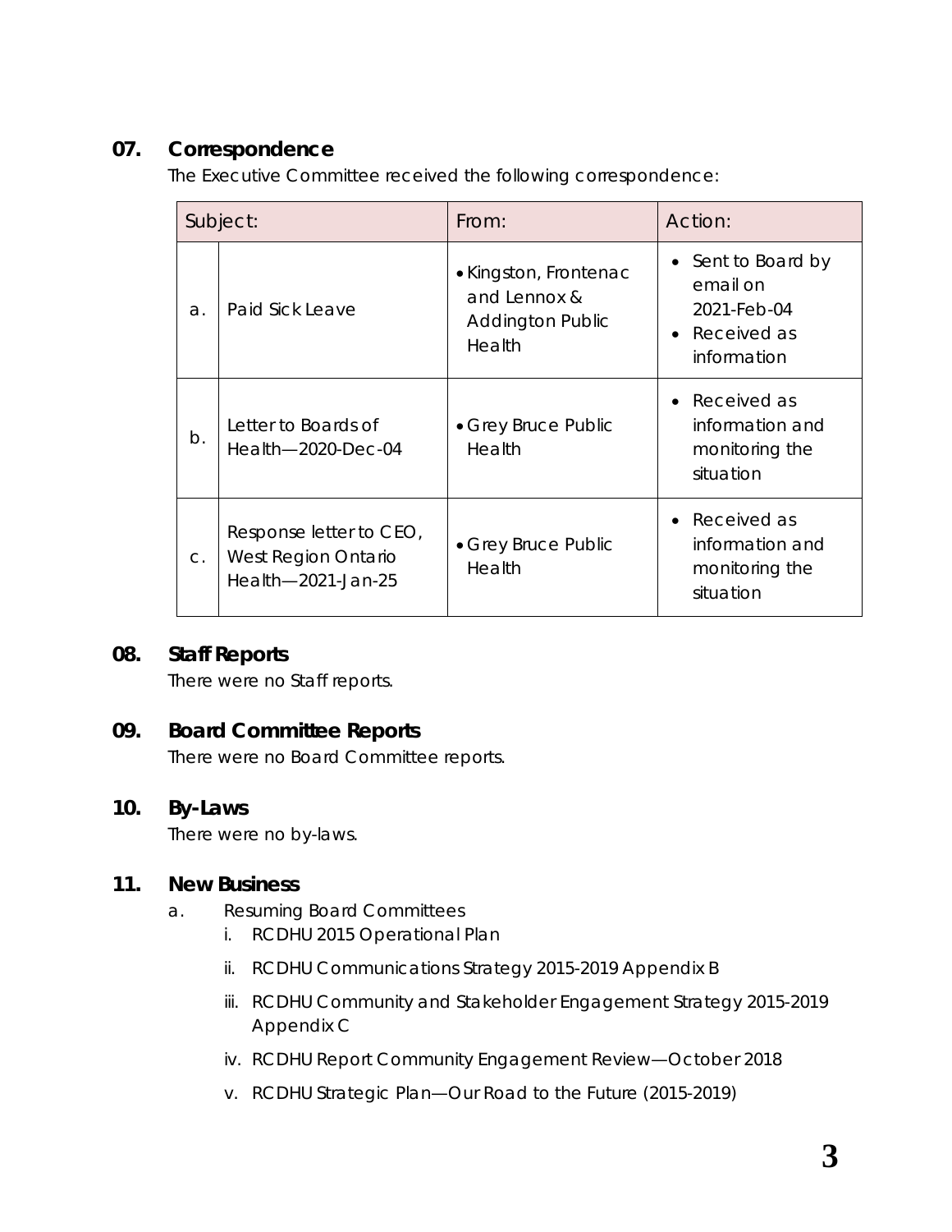## 07. Correspondence

The Executive Committee received the following correspondence:

| Subject: | | From: | Action: |
|---|---|---|---|
| a. | Paid Sick Leave | • Kingston, Frontenac and Lennox & Addington Public Health | • Sent to Board by email on 2021-Feb-04<br>• Received as information |
| b. | Letter to Boards of Health—2020-Dec-04 | • Grey Bruce Public Health | • Received as information and monitoring the situation |
| c. | Response letter to CEO, West Region Ontario Health—2021-Jan-25 | • Grey Bruce Public Health | • Received as information and monitoring the situation |

## 08. Staff Reports

There were no Staff reports.

## 09. Board Committee Reports

There were no Board Committee reports.

## 10. By-Laws

There were no by-laws.

## 11. New Business

a. Resuming Board Committees

   i. RCDHU 2015 Operational Plan

   ii. RCDHU Communications Strategy 2015-2019 Appendix B

   iii. RCDHU Community and Stakeholder Engagement Strategy 2015-2019 Appendix C

   iv. RCDHU Report Community Engagement Review—October 2018

   v. RCDHU Strategic Plan—Our Road to the Future (2015-2019)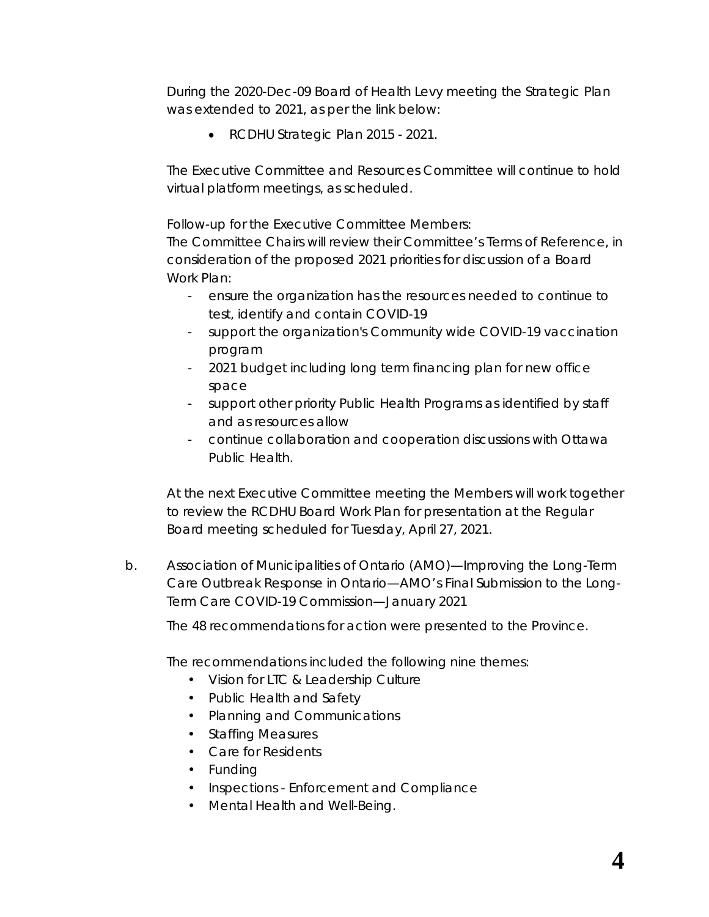During the 2020-Dec-09 Board of Health Levy meeting the Strategic Plan was extended to 2021, as per the link below:

- RCDHU Strategic Plan 2015 - 2021.

The Executive Committee and Resources Committee will continue to hold virtual platform meetings, as scheduled.

Follow-up for the Executive Committee Members:
The Committee Chairs will review their Committee's Terms of Reference, in consideration of the proposed 2021 priorities for discussion of a Board Work Plan:

- ensure the organization has the resources needed to continue to test, identify and contain COVID-19
- support the organization's Community wide COVID-19 vaccination program
- 2021 budget including long term financing plan for new office space
- support other priority Public Health Programs as identified by staff and as resources allow
- continue collaboration and cooperation discussions with Ottawa Public Health.

At the next Executive Committee meeting the Members will work together to review the RCDHU Board Work Plan for presentation at the Regular Board meeting scheduled for Tuesday, April 27, 2021.

b. Association of Municipalities of Ontario (AMO)—Improving the Long-Term Care Outbreak Response in Ontario—AMO's Final Submission to the Long-Term Care COVID-19 Commission—January 2021

The 48 recommendations for action were presented to the Province.

The recommendations included the following nine themes:

- Vision for LTC & Leadership Culture
- Public Health and Safety
- Planning and Communications
- Staffing Measures
- Care for Residents
- Funding
- Inspections - Enforcement and Compliance
- Mental Health and Well-Being.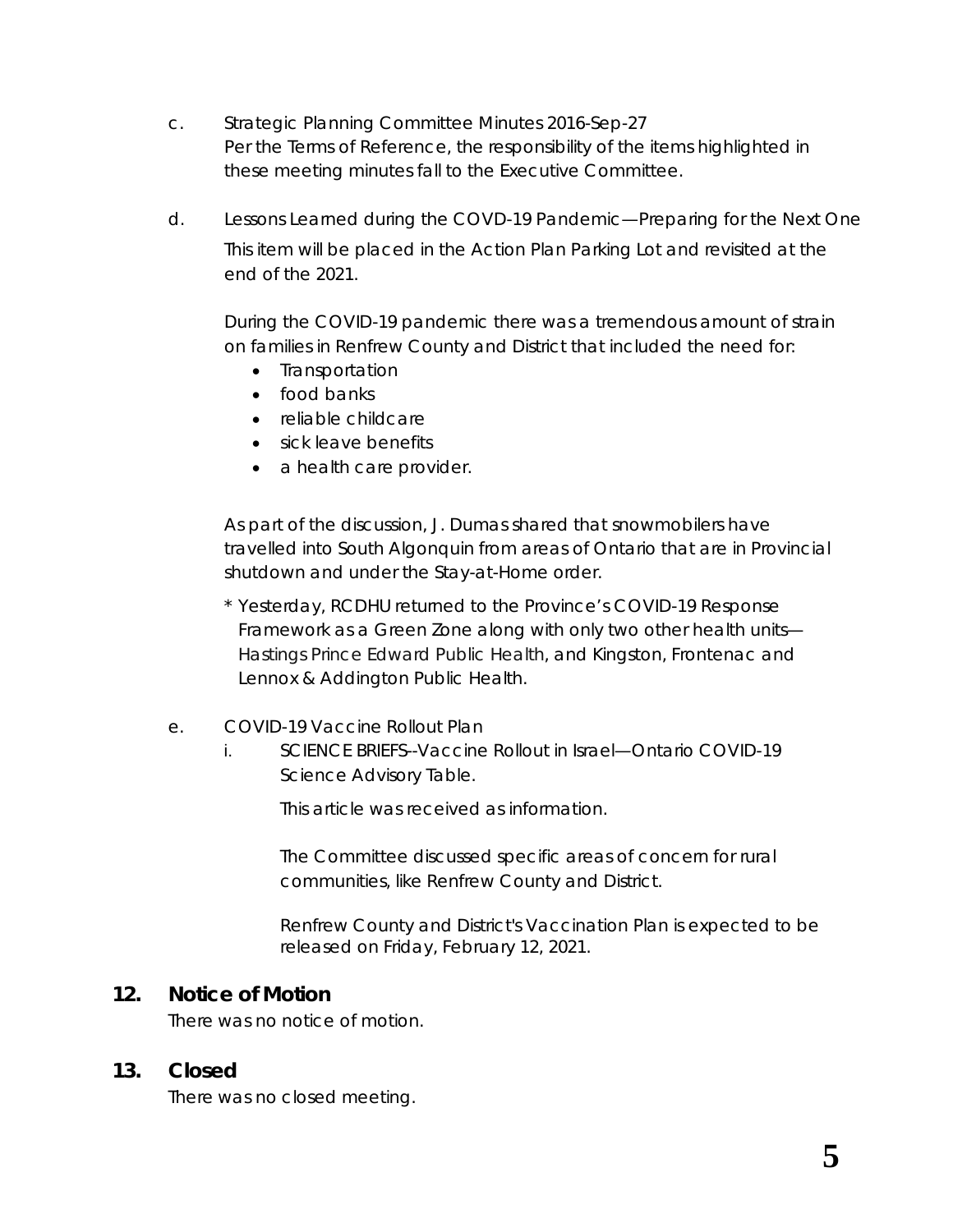c. Strategic Planning Committee Minutes 2016-Sep-27
Per the Terms of Reference, the responsibility of the items highlighted in these meeting minutes fall to the Executive Committee.

d. Lessons Learned during the COVD-19 Pandemic—Preparing for the Next One
This item will be placed in the Action Plan Parking Lot and revisited at the end of the 2021.

During the COVID-19 pandemic there was a tremendous amount of strain on families in Renfrew County and District that included the need for:

- Transportation
- food banks
- reliable childcare
- sick leave benefits
- a health care provider.

As part of the discussion, J. Dumas shared that snowmobilers have travelled into South Algonquin from areas of Ontario that are in Provincial shutdown and under the Stay-at-Home order.

\* Yesterday, RCDHU returned to the Province's COVID-19 Response Framework as a Green Zone along with only two other health units—Hastings Prince Edward Public Health, and Kingston, Frontenac and Lennox & Addington Public Health.

e. COVID-19 Vaccine Rollout Plan

i. SCIENCE BRIEFS--Vaccine Rollout in Israel—Ontario COVID-19 Science Advisory Table.

This article was received as information.

The Committee discussed specific areas of concern for rural communities, like Renfrew County and District.

Renfrew County and District's Vaccination Plan is expected to be released on Friday, February 12, 2021.

## 12. Notice of Motion

There was no notice of motion.

## 13. Closed

There was no closed meeting.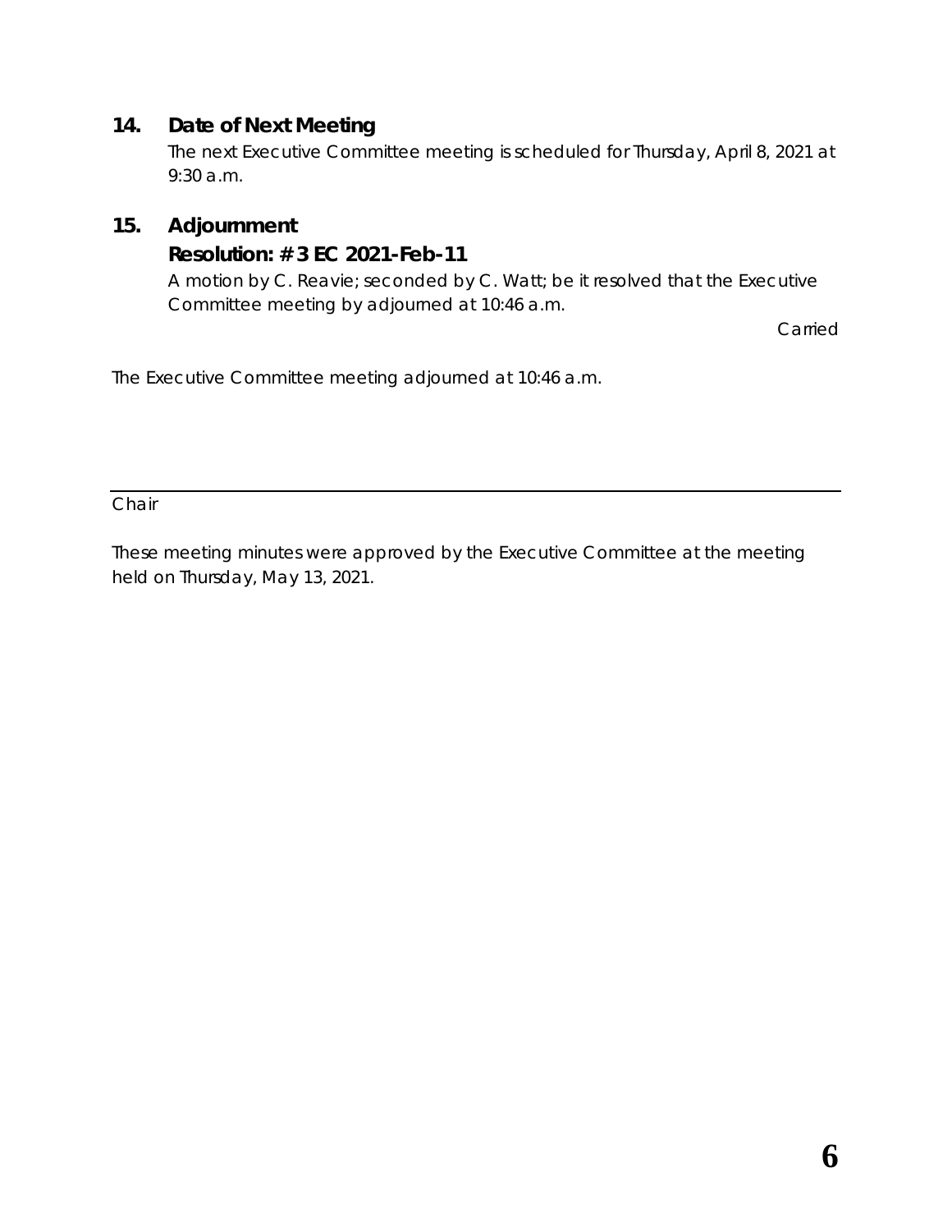## 14. Date of Next Meeting

The next Executive Committee meeting is scheduled for Thursday, April 8, 2021 at 9:30 a.m.

## 15. Adjournment

**Resolution: # 3 EC 2021-Feb-11**

A motion by C. Reavie; seconded by C. Watt; be it resolved that the Executive Committee meeting by adjourned at 10:46 a.m.

Carried

The Executive Committee meeting adjourned at 10:46 a.m.

---

Chair

These meeting minutes were approved by the Executive Committee at the meeting held on Thursday, May 13, 2021.